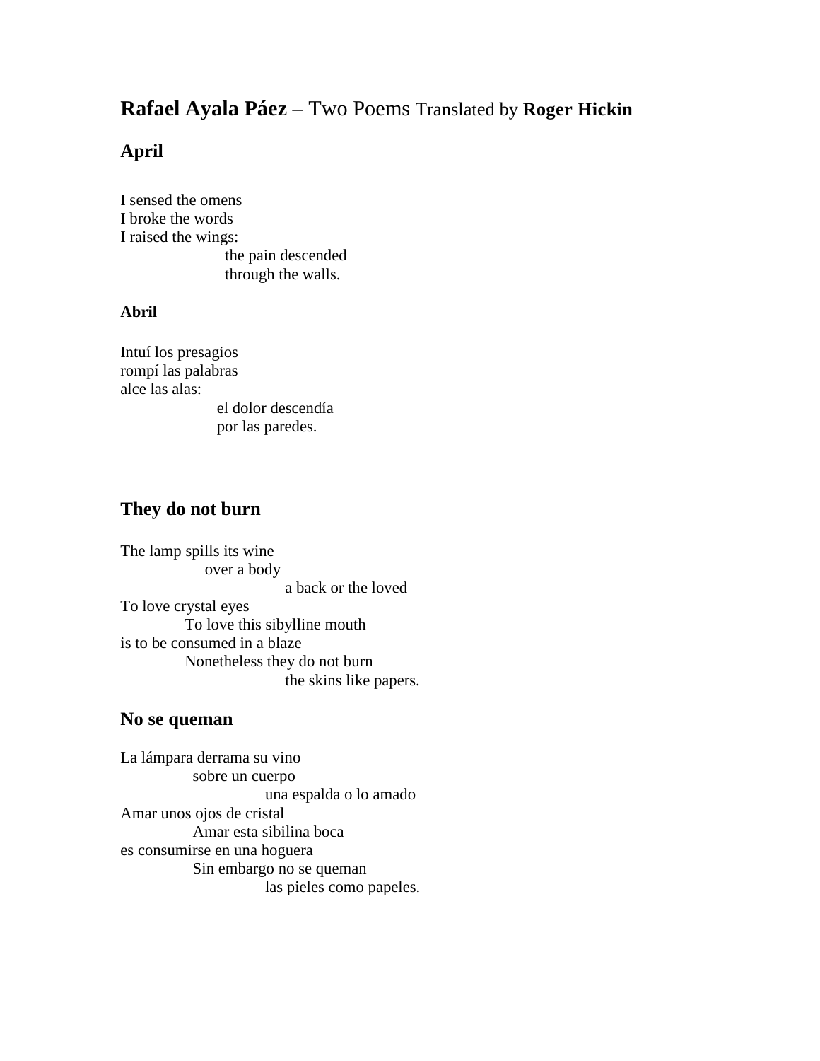# **Rafael Ayala Páez** – Two Poems Translated by **Roger Hickin**

## April

I sensed the omens
I broke the words
I raised the wings:
the pain descended
through the walls.

### Abril

Intuí los presagios
rompí las palabras
alce las alas:
el dolor descendía
por las paredes.

## They do not burn

The lamp spills its wine
over a body
a back or the loved
To love crystal eyes
To love this sibylline mouth
is to be consumed in a blaze
Nonetheless they do not burn
the skins like papers.

## No se queman

La lámpara derrama su vino
sobre un cuerpo
una espalda o lo amado
Amar unos ojos de cristal
Amar esta sibilina boca
es consumirse en una hoguera
Sin embargo no se queman
las pieles como papeles.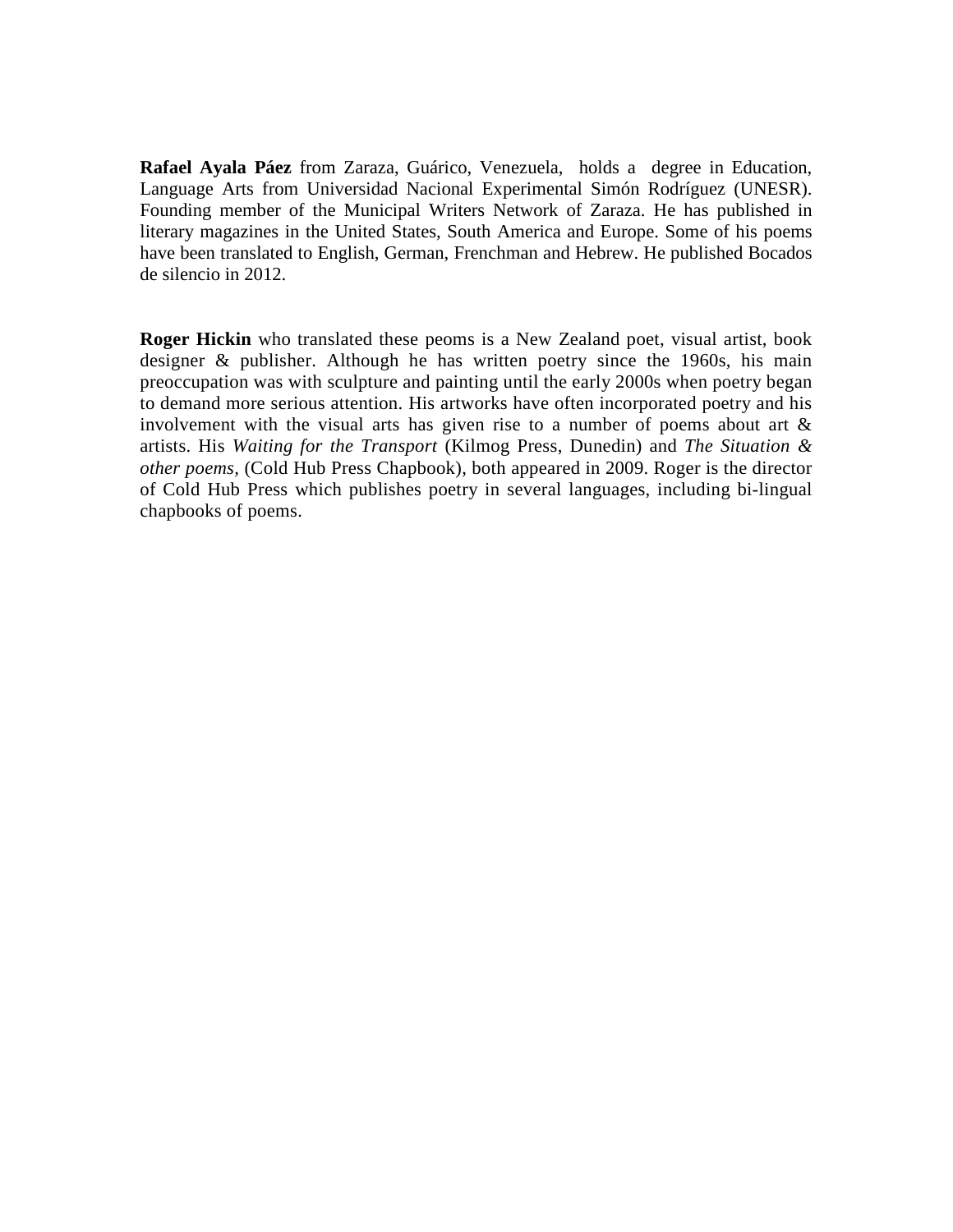**Rafael Ayala Páez** from Zaraza, Guárico, Venezuela, holds a degree in Education, Language Arts from Universidad Nacional Experimental Simón Rodríguez (UNESR). Founding member of the Municipal Writers Network of Zaraza. He has published in literary magazines in the United States, South America and Europe. Some of his poems have been translated to English, German, Frenchman and Hebrew. He published Bocados de silencio in 2012.

**Roger Hickin** who translated these peoms is a New Zealand poet, visual artist, book designer & publisher. Although he has written poetry since the 1960s, his main preoccupation was with sculpture and painting until the early 2000s when poetry began to demand more serious attention. His artworks have often incorporated poetry and his involvement with the visual arts has given rise to a number of poems about art & artists. His *Waiting for the Transport* (Kilmog Press, Dunedin) and *The Situation & other poems*, (Cold Hub Press Chapbook), both appeared in 2009. Roger is the director of Cold Hub Press which publishes poetry in several languages, including bi-lingual chapbooks of poems.